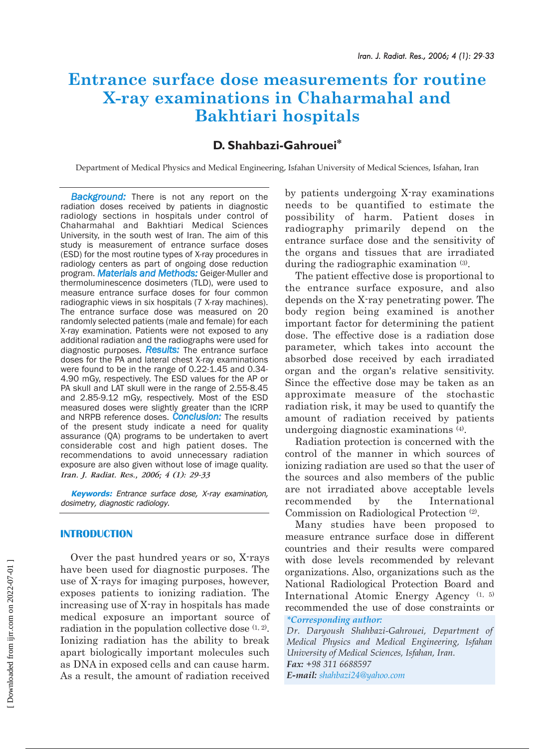# Entrance surface dose measurements for routine X-ray examinations in Chaharmahal and Bakhtiari hospitals

## D. Shahbazi-Gahrouei*

Department of Medical Physics and Medical Engineering, Isfahan University of Medical Sciences, Isfahan, Iran

***Background:*** There is not any report on the radiation doses received by patients in diagnostic radiology sections in hospitals under control of Chaharmahal and Bakhtiari Medical Sciences University, in the south west of Iran. The aim of this study is measurement of entrance surface doses (ESD) for the most routine types of X-ray procedures in radiology centers as part of ongoing dose reduction program. ***Materials and Methods:*** Geiger-Muller and thermoluminescence dosimeters (TLD), were used to measure entrance surface doses for four common radiographic views in six hospitals (7 X-ray machines). The entrance surface dose was measured on 20 randomly selected patients (male and female) for each X-ray examination. Patients were not exposed to any additional radiation and the radiographs were used for diagnostic purposes. ***Results:*** The entrance surface doses for the PA and lateral chest X-ray examinations were found to be in the range of 0.22-1.45 and 0.34-4.90 mGy, respectively. The ESD values for the AP or PA skull and LAT skull were in the range of 2.55-8.45 and 2.85-9.12 mGy, respectively. Most of the ESD measured doses were slightly greater than the ICRP and NRPB reference doses. ***Conclusion:*** The results of the present study indicate a need for quality assurance (QA) programs to be undertaken to avert considerable cost and high patient doses. The recommendations to avoid unnecessary radiation exposure are also given without lose of image quality. *Iran. J. Radiat. Res., 2006; 4 (1): 29-33*

***Keywords:*** *Entrance surface dose, X-ray examination, dosimetry, diagnostic radiology.*

## INTRODUCTION

Over the past hundred years or so, X-rays have been used for diagnostic purposes. The use of X-rays for imaging purposes, however, exposes patients to ionizing radiation. The increasing use of X-ray in hospitals has made medical exposure an important source of radiation in the population collective dose [1, 2]. Ionizing radiation has the ability to break apart biologically important molecules such as DNA in exposed cells and can cause harm. As a result, the amount of radiation received by patients undergoing X-ray examinations needs to be quantified to estimate the possibility of harm. Patient doses in radiography primarily depend on the entrance surface dose and the sensitivity of the organs and tissues that are irradiated during the radiographic examination [3].

The patient effective dose is proportional to the entrance surface exposure, and also depends on the X-ray penetrating power. The body region being examined is another important factor for determining the patient dose. The effective dose is a radiation dose parameter, which takes into account the absorbed dose received by each irradiated organ and the organ's relative sensitivity. Since the effective dose may be taken as an approximate measure of the stochastic radiation risk, it may be used to quantify the amount of radiation received by patients undergoing diagnostic examinations [4].

Radiation protection is concerned with the control of the manner in which sources of ionizing radiation are used so that the user of the sources and also members of the public are not irradiated above acceptable levels recommended by the International Commission on Radiological Protection [2].

Many studies have been proposed to measure entrance surface dose in different countries and their results were compared with dose levels recommended by relevant organizations. Also, organizations such as the National Radiological Protection Board and International Atomic Energy Agency [1, 5] recommended the use of dose constraints or

***Corresponding author:***
*Dr. Daryoush Shahbazi-Gahrouei, Department of Medical Physics and Medical Engineering, Isfahan University of Medical Sciences, Isfahan, Iran.*
***Fax:*** *+98 311 6688597*
***E-mail:*** *shahbazi24@yahoo.com*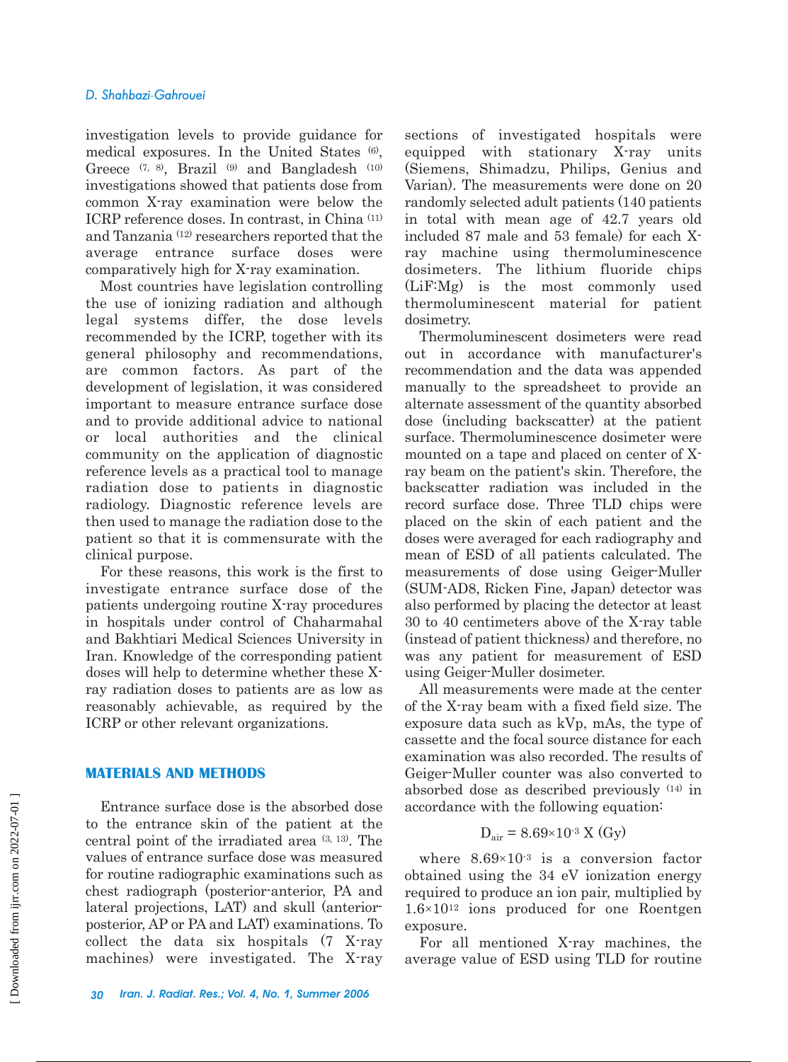investigation levels to provide guidance for medical exposures. In the United States [6], Greece [7, 8], Brazil [9] and Bangladesh [10] investigations showed that patients dose from common X-ray examination were below the ICRP reference doses. In contrast, in China [11] and Tanzania [12] researchers reported that the average entrance surface doses were comparatively high for X-ray examination.

Most countries have legislation controlling the use of ionizing radiation and although legal systems differ, the dose levels recommended by the ICRP, together with its general philosophy and recommendations, are common factors. As part of the development of legislation, it was considered important to measure entrance surface dose and to provide additional advice to national or local authorities and the clinical community on the application of diagnostic reference levels as a practical tool to manage radiation dose to patients in diagnostic radiology. Diagnostic reference levels are then used to manage the radiation dose to the patient so that it is commensurate with the clinical purpose.

For these reasons, this work is the first to investigate entrance surface dose of the patients undergoing routine X-ray procedures in hospitals under control of Chaharmahal and Bakhtiari Medical Sciences University in Iran. Knowledge of the corresponding patient doses will help to determine whether these X-ray radiation doses to patients are as low as reasonably achievable, as required by the ICRP or other relevant organizations.

## MATERIALS AND METHODS

Entrance surface dose is the absorbed dose to the entrance skin of the patient at the central point of the irradiated area [3, 13]. The values of entrance surface dose was measured for routine radiographic examinations such as chest radiograph (posterior-anterior, PA and lateral projections, LAT) and skull (anterior-posterior, AP or PA and LAT) examinations. To collect the data six hospitals (7 X-ray machines) were investigated. The X-ray sections of investigated hospitals were equipped with stationary X-ray units (Siemens, Shimadzu, Philips, Genius and Varian). The measurements were done on 20 randomly selected adult patients (140 patients in total with mean age of 42.7 years old included 87 male and 53 female) for each X-ray machine using thermoluminescence dosimeters. The lithium fluoride chips (LiF:Mg) is the most commonly used thermoluminescent material for patient dosimetry.

Thermoluminescent dosimeters were read out in accordance with manufacturer's recommendation and the data was appended manually to the spreadsheet to provide an alternate assessment of the quantity absorbed dose (including backscatter) at the patient surface. Thermoluminescence dosimeter were mounted on a tape and placed on center of X-ray beam on the patient's skin. Therefore, the backscatter radiation was included in the record surface dose. Three TLD chips were placed on the skin of each patient and the doses were averaged for each radiography and mean of ESD of all patients calculated. The measurements of dose using Geiger-Muller (SUM-AD8, Ricken Fine, Japan) detector was also performed by placing the detector at least 30 to 40 centimeters above of the X-ray table (instead of patient thickness) and therefore, no was any patient for measurement of ESD using Geiger-Muller dosimeter.

All measurements were made at the center of the X-ray beam with a fixed field size. The exposure data such as kVp, mAs, the type of cassette and the focal source distance for each examination was also recorded. The results of Geiger-Muller counter was also converted to absorbed dose as described previously [14] in accordance with the following equation:

$$D_{air} = 8.69\times10^{-3}\ X\ (\mathrm{Gy})$$

where $8.69\times10^{-3}$ is a conversion factor obtained using the 34 eV ionization energy required to produce an ion pair, multiplied by $1.6\times10^{12}$ ions produced for one Roentgen exposure.

For all mentioned X-ray machines, the average value of ESD using TLD for routine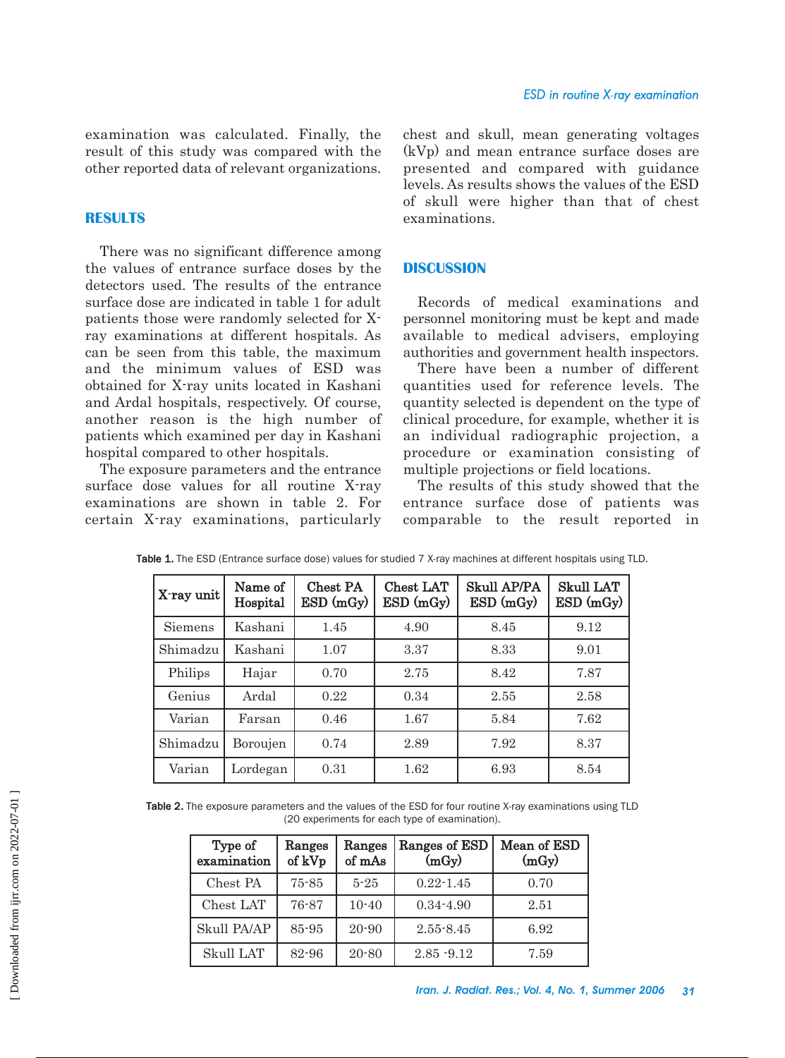examination was calculated. Finally, the result of this study was compared with the other reported data of relevant organizations.

## RESULTS

There was no significant difference among the values of entrance surface doses by the detectors used. The results of the entrance surface dose are indicated in table 1 for adult patients those were randomly selected for X-ray examinations at different hospitals. As can be seen from this table, the maximum and the minimum values of ESD was obtained for X-ray units located in Kashani and Ardal hospitals, respectively. Of course, another reason is the high number of patients which examined per day in Kashani hospital compared to other hospitals.

The exposure parameters and the entrance surface dose values for all routine X-ray examinations are shown in table 2. For certain X-ray examinations, particularly chest and skull, mean generating voltages (kVp) and mean entrance surface doses are presented and compared with guidance levels. As results shows the values of the ESD of skull were higher than that of chest examinations.

## DISCUSSION

Records of medical examinations and personnel monitoring must be kept and made available to medical advisers, employing authorities and government health inspectors.

There have been a number of different quantities used for reference levels. The quantity selected is dependent on the type of clinical procedure, for example, whether it is an individual radiographic projection, a procedure or examination consisting of multiple projections or field locations.

The results of this study showed that the entrance surface dose of patients was comparable to the result reported in

**Table 1.** The ESD (Entrance surface dose) values for studied 7 X-ray machines at different hospitals using TLD.

| X-ray unit | Name of Hospital | Chest PA ESD (mGy) | Chest LAT ESD (mGy) | Skull AP/PA ESD (mGy) | Skull LAT ESD (mGy) |
|---|---|---|---|---|---|
| Siemens | Kashani | 1.45 | 4.90 | 8.45 | 9.12 |
| Shimadzu | Kashani | 1.07 | 3.37 | 8.33 | 9.01 |
| Philips | Hajar | 0.70 | 2.75 | 8.42 | 7.87 |
| Genius | Ardal | 0.22 | 0.34 | 2.55 | 2.58 |
| Varian | Farsan | 0.46 | 1.67 | 5.84 | 7.62 |
| Shimadzu | Boroujen | 0.74 | 2.89 | 7.92 | 8.37 |
| Varian | Lordegan | 0.31 | 1.62 | 6.93 | 8.54 |

**Table 2.** The exposure parameters and the values of the ESD for four routine X-ray examinations using TLD (20 experiments for each type of examination).

| Type of examination | Ranges of kVp | Ranges of mAs | Ranges of ESD (mGy) | Mean of ESD (mGy) |
|---|---|---|---|---|
| Chest PA | 75-85 | 5-25 | 0.22-1.45 | 0.70 |
| Chest LAT | 76-87 | 10-40 | 0.34-4.90 | 2.51 |
| Skull PA/AP | 85-95 | 20-90 | 2.55-8.45 | 6.92 |
| Skull LAT | 82-96 | 20-80 | 2.85 -9.12 | 7.59 |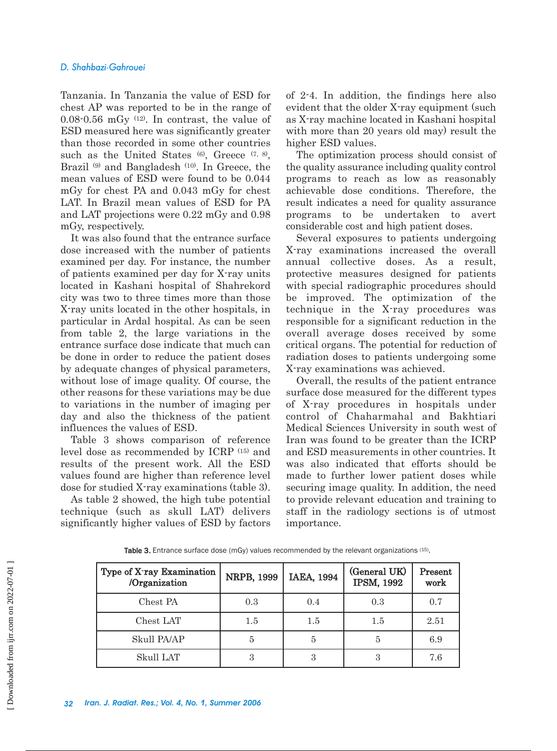Tanzania. In Tanzania the value of ESD for chest AP was reported to be in the range of 0.08-0.56 mGy [12]. In contrast, the value of ESD measured here was significantly greater than those recorded in some other countries such as the United States [6], Greece [7, 8], Brazil [9] and Bangladesh [10]. In Greece, the mean values of ESD were found to be 0.044 mGy for chest PA and 0.043 mGy for chest LAT. In Brazil mean values of ESD for PA and LAT projections were 0.22 mGy and 0.98 mGy, respectively.

It was also found that the entrance surface dose increased with the number of patients examined per day. For instance, the number of patients examined per day for X-ray units located in Kashani hospital of Shahrekord city was two to three times more than those X-ray units located in the other hospitals, in particular in Ardal hospital. As can be seen from table 2, the large variations in the entrance surface dose indicate that much can be done in order to reduce the patient doses by adequate changes of physical parameters, without lose of image quality. Of course, the other reasons for these variations may be due to variations in the number of imaging per day and also the thickness of the patient influences the values of ESD.

Table 3 shows comparison of reference level dose as recommended by ICRP [15] and results of the present work. All the ESD values found are higher than reference level dose for studied X-ray examinations (table 3).

As table 2 showed, the high tube potential technique (such as skull LAT) delivers significantly higher values of ESD by factors of 2-4. In addition, the findings here also evident that the older X-ray equipment (such as X-ray machine located in Kashani hospital with more than 20 years old may) result the higher ESD values.

The optimization process should consist of the quality assurance including quality control programs to reach as low as reasonably achievable dose conditions. Therefore, the result indicates a need for quality assurance programs to be undertaken to avert considerable cost and high patient doses.

Several exposures to patients undergoing X-ray examinations increased the overall annual collective doses. As a result, protective measures designed for patients with special radiographic procedures should be improved. The optimization of the technique in the X-ray procedures was responsible for a significant reduction in the overall average doses received by some critical organs. The potential for reduction of radiation doses to patients undergoing some X-ray examinations was achieved.

Overall, the results of the patient entrance surface dose measured for the different types of X-ray procedures in hospitals under control of Chaharmahal and Bakhtiari Medical Sciences University in south west of Iran was found to be greater than the ICRP and ESD measurements in other countries. It was also indicated that efforts should be made to further lower patient doses while securing image quality. In addition, the need to provide relevant education and training to staff in the radiology sections is of utmost importance.

**Table 3.** Entrance surface dose (mGy) values recommended by the relevant organizations [15].

| Type of X-ray Examination /Organization | NRPB, 1999 | IAEA, 1994 | (General UK) IPSM, 1992 | Present work |
|---|---|---|---|---|
| Chest PA | 0.3 | 0.4 | 0.3 | 0.7 |
| Chest LAT | 1.5 | 1.5 | 1.5 | 2.51 |
| Skull PA/AP | 5 | 5 | 5 | 6.9 |
| Skull LAT | 3 | 3 | 3 | 7.6 |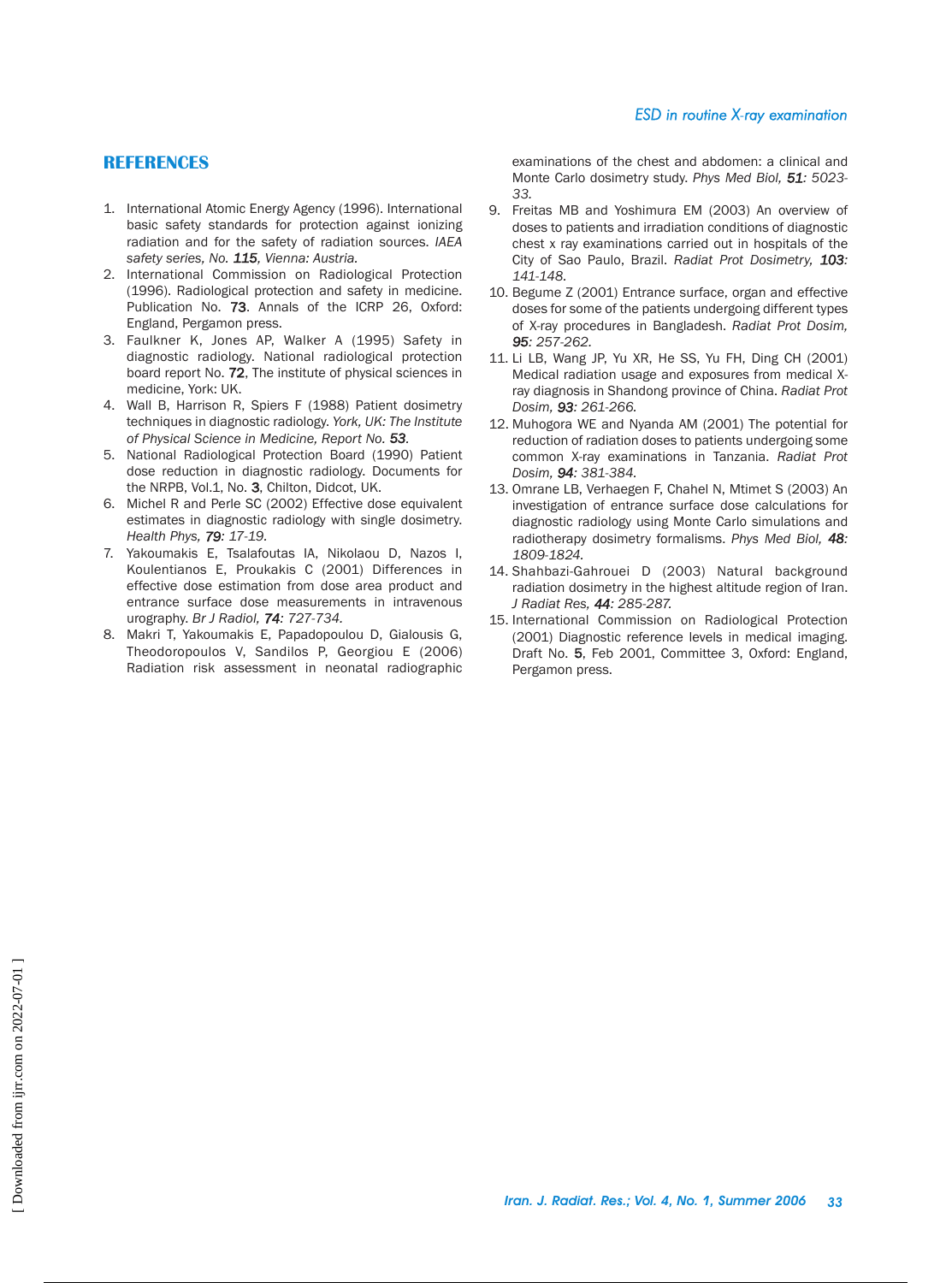## REFERENCES

1. International Atomic Energy Agency (1996). International basic safety standards for protection against ionizing radiation and for the safety of radiation sources. *IAEA safety series, No.* ***115****, Vienna: Austria.*
2. International Commission on Radiological Protection (1996). Radiological protection and safety in medicine. Publication No. **73**. Annals of the ICRP 26, Oxford: England, Pergamon press.
3. Faulkner K, Jones AP, Walker A (1995) Safety in diagnostic radiology. National radiological protection board report No. **72**, The institute of physical sciences in medicine, York: UK.
4. Wall B, Harrison R, Spiers F (1988) Patient dosimetry techniques in diagnostic radiology. *York, UK: The Institute of Physical Science in Medicine, Report No.* ***53****.*
5. National Radiological Protection Board (1990) Patient dose reduction in diagnostic radiology. Documents for the NRPB, Vol.1, No. **3**, Chilton, Didcot, UK.
6. Michel R and Perle SC (2002) Effective dose equivalent estimates in diagnostic radiology with single dosimetry. *Health Phys,* ***79****: 17-19.*
7. Yakoumakis E, Tsalafoutas IA, Nikolaou D, Nazos I, Koulentianos E, Proukakis C (2001) Differences in effective dose estimation from dose area product and entrance surface dose measurements in intravenous urography. *Br J Radiol,* ***74****: 727-734.*
8. Makri T, Yakoumakis E, Papadopoulou D, Gialousis G, Theodoropoulos V, Sandilos P, Georgiou E (2006) Radiation risk assessment in neonatal radiographic examinations of the chest and abdomen: a clinical and Monte Carlo dosimetry study. *Phys Med Biol,* ***51****: 5023-33.*
9. Freitas MB and Yoshimura EM (2003) An overview of doses to patients and irradiation conditions of diagnostic chest x ray examinations carried out in hospitals of the City of Sao Paulo, Brazil. *Radiat Prot Dosimetry,* ***103****: 141-148.*
10. Begume Z (2001) Entrance surface, organ and effective doses for some of the patients undergoing different types of X-ray procedures in Bangladesh. *Radiat Prot Dosim,* ***95****: 257-262.*
11. Li LB, Wang JP, Yu XR, He SS, Yu FH, Ding CH (2001) Medical radiation usage and exposures from medical X-ray diagnosis in Shandong province of China. *Radiat Prot Dosim,* ***93****: 261-266.*
12. Muhogora WE and Nyanda AM (2001) The potential for reduction of radiation doses to patients undergoing some common X-ray examinations in Tanzania. *Radiat Prot Dosim,* ***94****: 381-384.*
13. Omrane LB, Verhaegen F, Chahel N, Mtimet S (2003) An investigation of entrance surface dose calculations for diagnostic radiology using Monte Carlo simulations and radiotherapy dosimetry formalisms. *Phys Med Biol,* ***48****: 1809-1824.*
14. Shahbazi-Gahrouei D (2003) Natural background radiation dosimetry in the highest altitude region of Iran. *J Radiat Res,* ***44****: 285-287.*
15. International Commission on Radiological Protection (2001) Diagnostic reference levels in medical imaging. Draft No. **5**, Feb 2001, Committee 3, Oxford: England, Pergamon press.